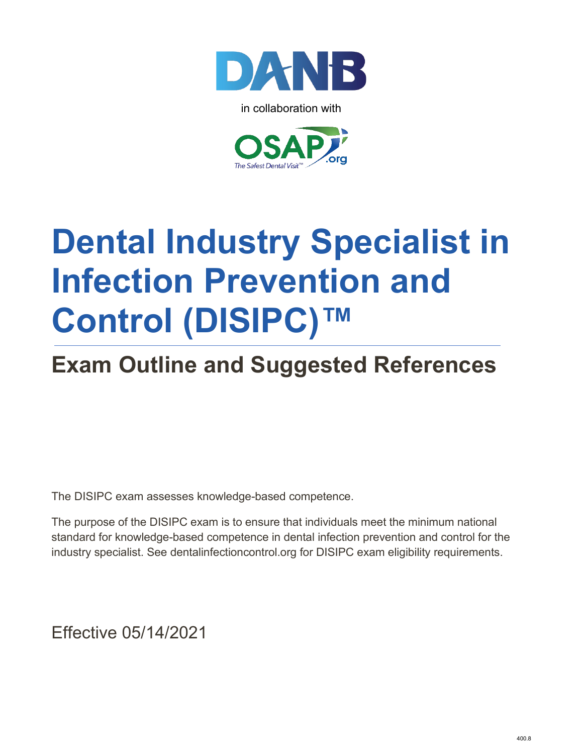DANB

in collaboration with

OSAP.org

The Safest Dental Visit™

# Dental Industry Specialist in Infection Prevention and Control (DISIPC)™

## Exam Outline and Suggested References

The DISIPC exam assesses knowledge-based competence.

The purpose of the DISIPC exam is to ensure that individuals meet the minimum national standard for knowledge-based competence in dental infection prevention and control for the industry specialist. See dentalinfectioncontrol.org for DISIPC exam eligibility requirements.

Effective 05/14/2021

400.8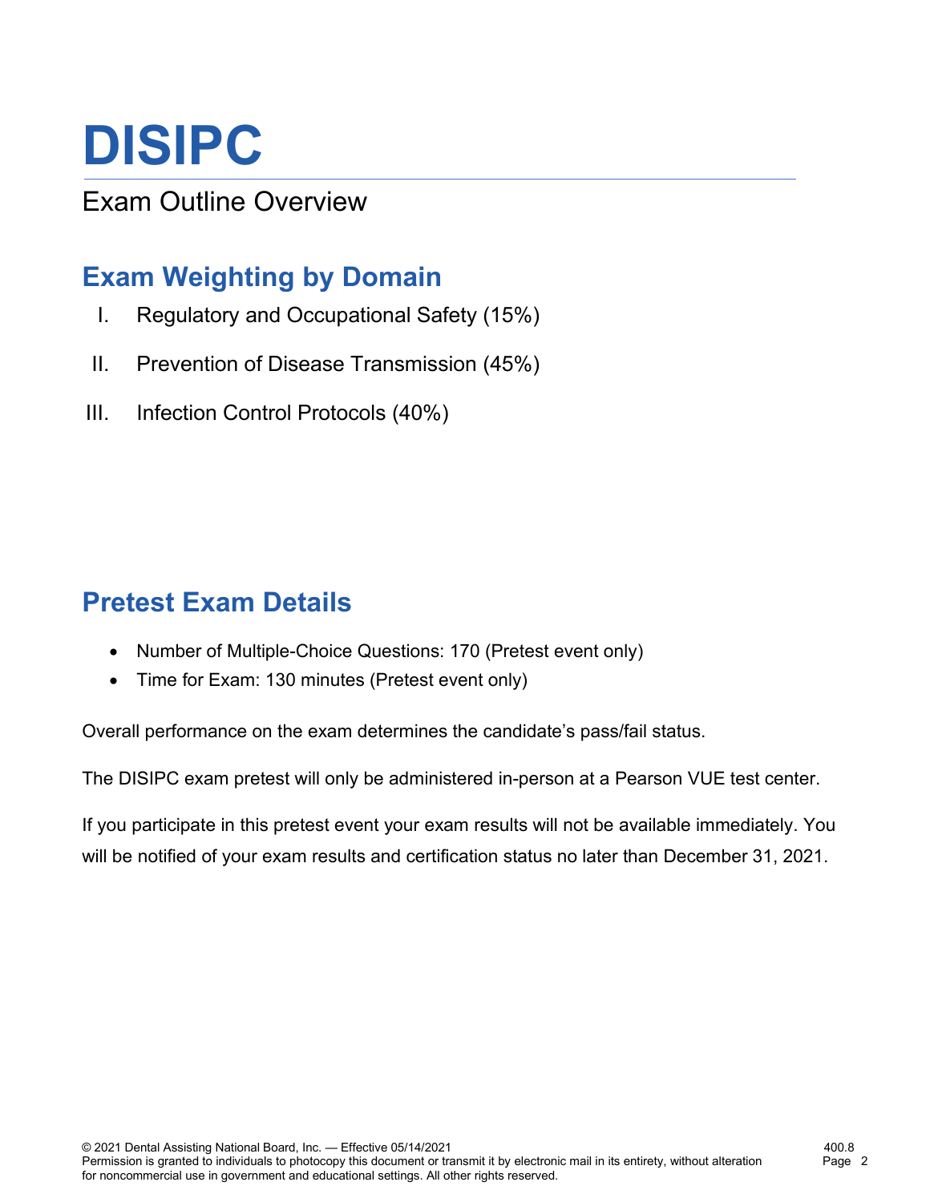# DISIPC

## Exam Outline Overview

## Exam Weighting by Domain

I. Regulatory and Occupational Safety (15%)

II. Prevention of Disease Transmission (45%)

III. Infection Control Protocols (40%)

## Pretest Exam Details

- Number of Multiple-Choice Questions: 170 (Pretest event only)
- Time for Exam: 130 minutes (Pretest event only)

Overall performance on the exam determines the candidate's pass/fail status.

The DISIPC exam pretest will only be administered in-person at a Pearson VUE test center.

If you participate in this pretest event your exam results will not be available immediately. You will be notified of your exam results and certification status no later than December 31, 2021.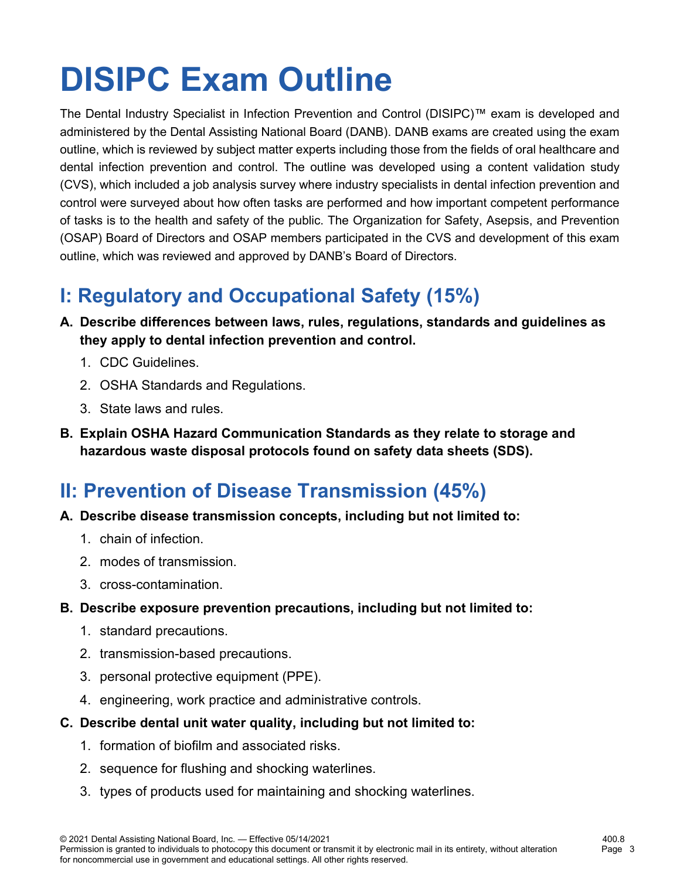# DISIPC Exam Outline

The Dental Industry Specialist in Infection Prevention and Control (DISIPC)™ exam is developed and administered by the Dental Assisting National Board (DANB). DANB exams are created using the exam outline, which is reviewed by subject matter experts including those from the fields of oral healthcare and dental infection prevention and control. The outline was developed using a content validation study (CVS), which included a job analysis survey where industry specialists in dental infection prevention and control were surveyed about how often tasks are performed and how important competent performance of tasks is to the health and safety of the public. The Organization for Safety, Asepsis, and Prevention (OSAP) Board of Directors and OSAP members participated in the CVS and development of this exam outline, which was reviewed and approved by DANB's Board of Directors.

## I: Regulatory and Occupational Safety (15%)

**A. Describe differences between laws, rules, regulations, standards and guidelines as they apply to dental infection prevention and control.**

1. CDC Guidelines.
2. OSHA Standards and Regulations.
3. State laws and rules.

**B. Explain OSHA Hazard Communication Standards as they relate to storage and hazardous waste disposal protocols found on safety data sheets (SDS).**

## II: Prevention of Disease Transmission (45%)

**A. Describe disease transmission concepts, including but not limited to:**

1. chain of infection.
2. modes of transmission.
3. cross-contamination.

**B. Describe exposure prevention precautions, including but not limited to:**

1. standard precautions.
2. transmission-based precautions.
3. personal protective equipment (PPE).
4. engineering, work practice and administrative controls.

**C. Describe dental unit water quality, including but not limited to:**

1. formation of biofilm and associated risks.
2. sequence for flushing and shocking waterlines.
3. types of products used for maintaining and shocking waterlines.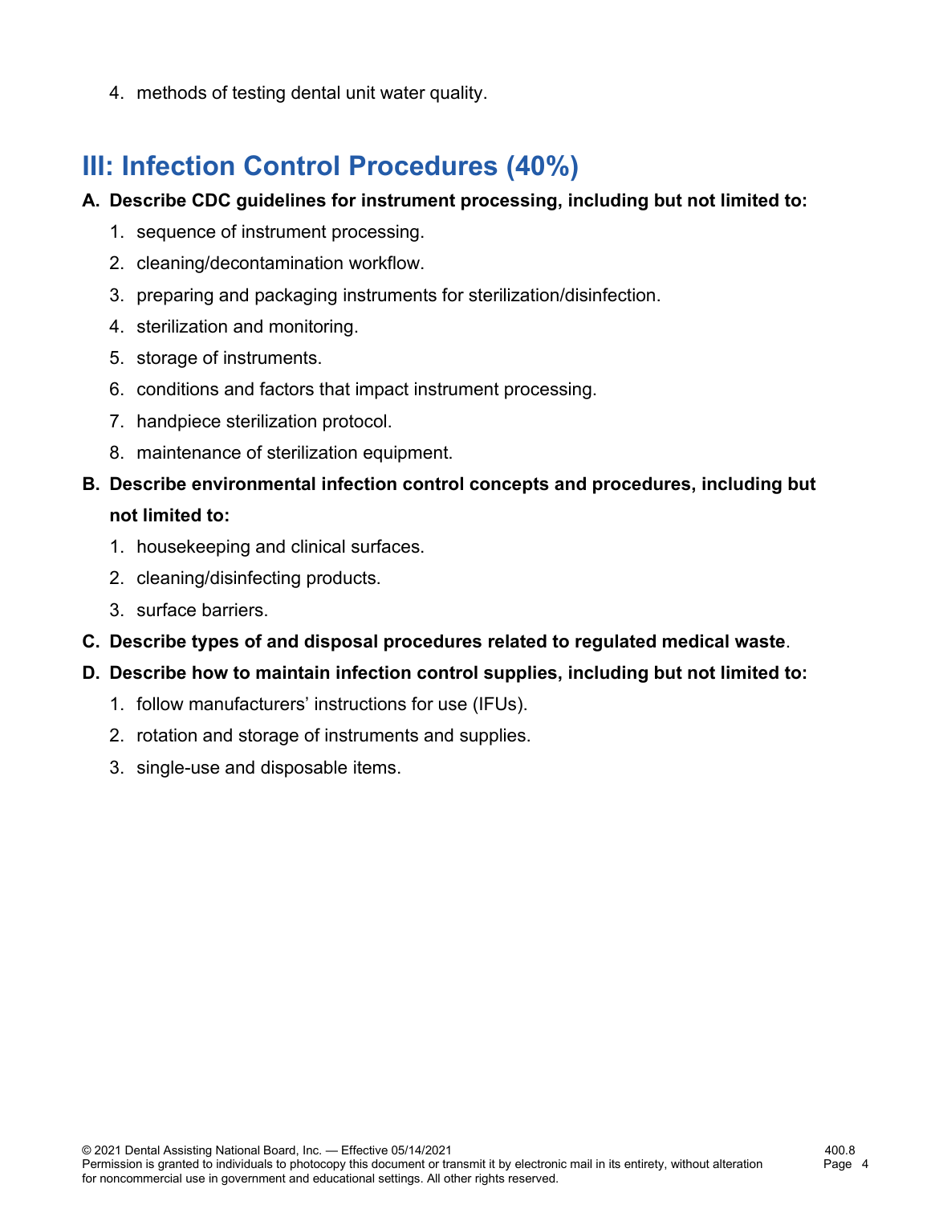4. methods of testing dental unit water quality.

## III: Infection Control Procedures (40%)

**A. Describe CDC guidelines for instrument processing, including but not limited to:**

1. sequence of instrument processing.
2. cleaning/decontamination workflow.
3. preparing and packaging instruments for sterilization/disinfection.
4. sterilization and monitoring.
5. storage of instruments.
6. conditions and factors that impact instrument processing.
7. handpiece sterilization protocol.
8. maintenance of sterilization equipment.

**B. Describe environmental infection control concepts and procedures, including but not limited to:**

1. housekeeping and clinical surfaces.
2. cleaning/disinfecting products.
3. surface barriers.

**C. Describe types of and disposal procedures related to regulated medical waste**.

**D. Describe how to maintain infection control supplies, including but not limited to:**

1. follow manufacturers' instructions for use (IFUs).
2. rotation and storage of instruments and supplies.
3. single-use and disposable items.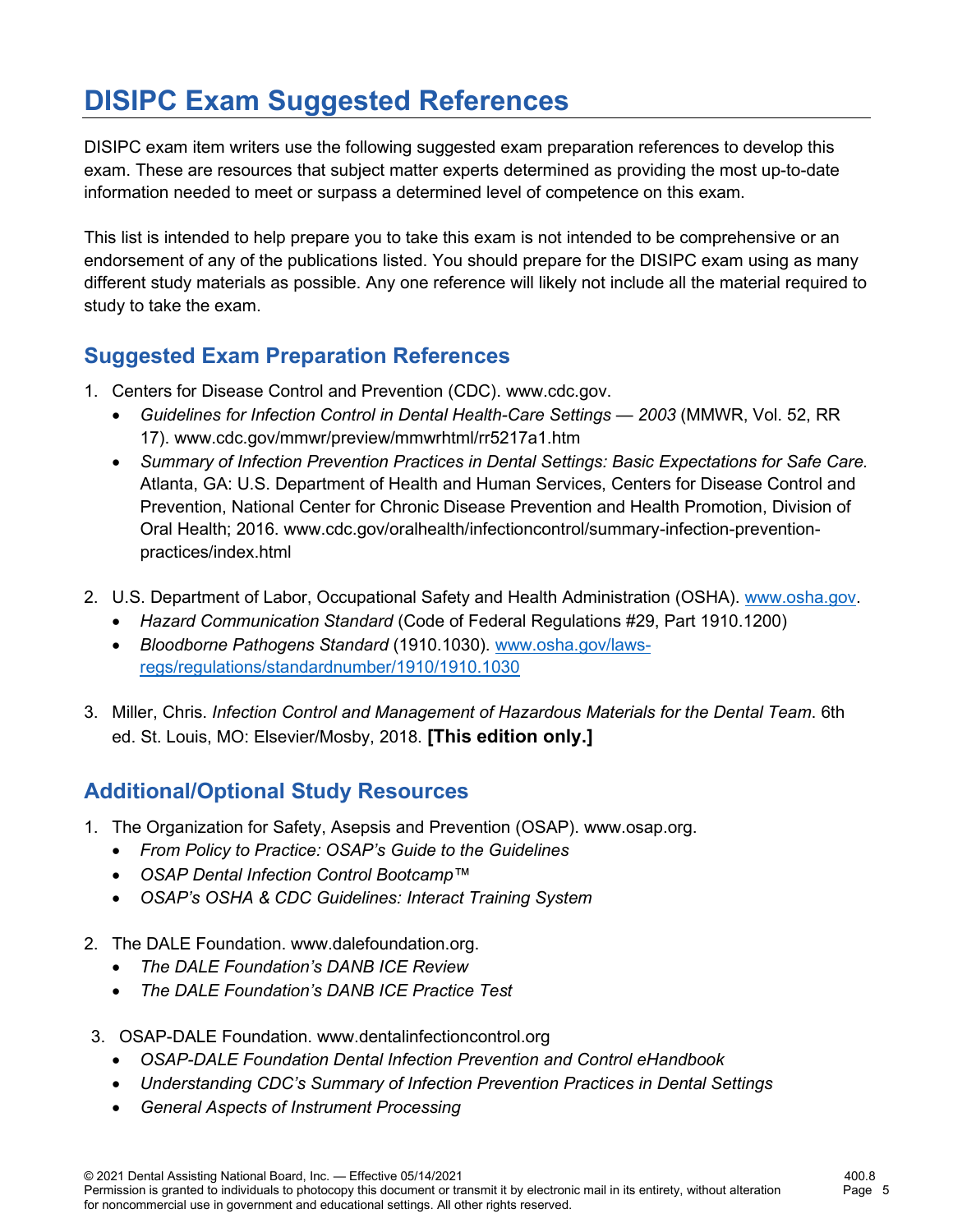# DISIPC Exam Suggested References

DISIPC exam item writers use the following suggested exam preparation references to develop this exam. These are resources that subject matter experts determined as providing the most up-to-date information needed to meet or surpass a determined level of competence on this exam.

This list is intended to help prepare you to take this exam is not intended to be comprehensive or an endorsement of any of the publications listed. You should prepare for the DISIPC exam using as many different study materials as possible. Any one reference will likely not include all the material required to study to take the exam.

## Suggested Exam Preparation References

1. Centers for Disease Control and Prevention (CDC). www.cdc.gov.
   - *Guidelines for Infection Control in Dental Health-Care Settings — 2003* (MMWR, Vol. 52, RR 17). www.cdc.gov/mmwr/preview/mmwrhtml/rr5217a1.htm
   - *Summary of Infection Prevention Practices in Dental Settings: Basic Expectations for Safe Care.* Atlanta, GA: U.S. Department of Health and Human Services, Centers for Disease Control and Prevention, National Center for Chronic Disease Prevention and Health Promotion, Division of Oral Health; 2016. www.cdc.gov/oralhealth/infectioncontrol/summary-infection-prevention-practices/index.html

2. U.S. Department of Labor, Occupational Safety and Health Administration (OSHA). www.osha.gov.
   - *Hazard Communication Standard* (Code of Federal Regulations #29, Part 1910.1200)
   - *Bloodborne Pathogens Standard* (1910.1030). www.osha.gov/laws-regs/regulations/standardnumber/1910/1910.1030

3. Miller, Chris. *Infection Control and Management of Hazardous Materials for the Dental Team*. 6th ed. St. Louis, MO: Elsevier/Mosby, 2018. **[This edition only.]**

## Additional/Optional Study Resources

1. The Organization for Safety, Asepsis and Prevention (OSAP). www.osap.org.
   - *From Policy to Practice: OSAP's Guide to the Guidelines*
   - *OSAP Dental Infection Control Bootcamp™*
   - *OSAP's OSHA & CDC Guidelines: Interact Training System*

2. The DALE Foundation. www.dalefoundation.org.
   - *The DALE Foundation's DANB ICE Review*
   - *The DALE Foundation's DANB ICE Practice Test*

3. OSAP-DALE Foundation. www.dentalinfectioncontrol.org
   - *OSAP-DALE Foundation Dental Infection Prevention and Control eHandbook*
   - *Understanding CDC's Summary of Infection Prevention Practices in Dental Settings*
   - *General Aspects of Instrument Processing*

© 2021 Dental Assisting National Board, Inc. — Effective 05/14/2021
Permission is granted to individuals to photocopy this document or transmit it by electronic mail in its entirety, without alteration for noncommercial use in government and educational settings. All other rights reserved.

400.8